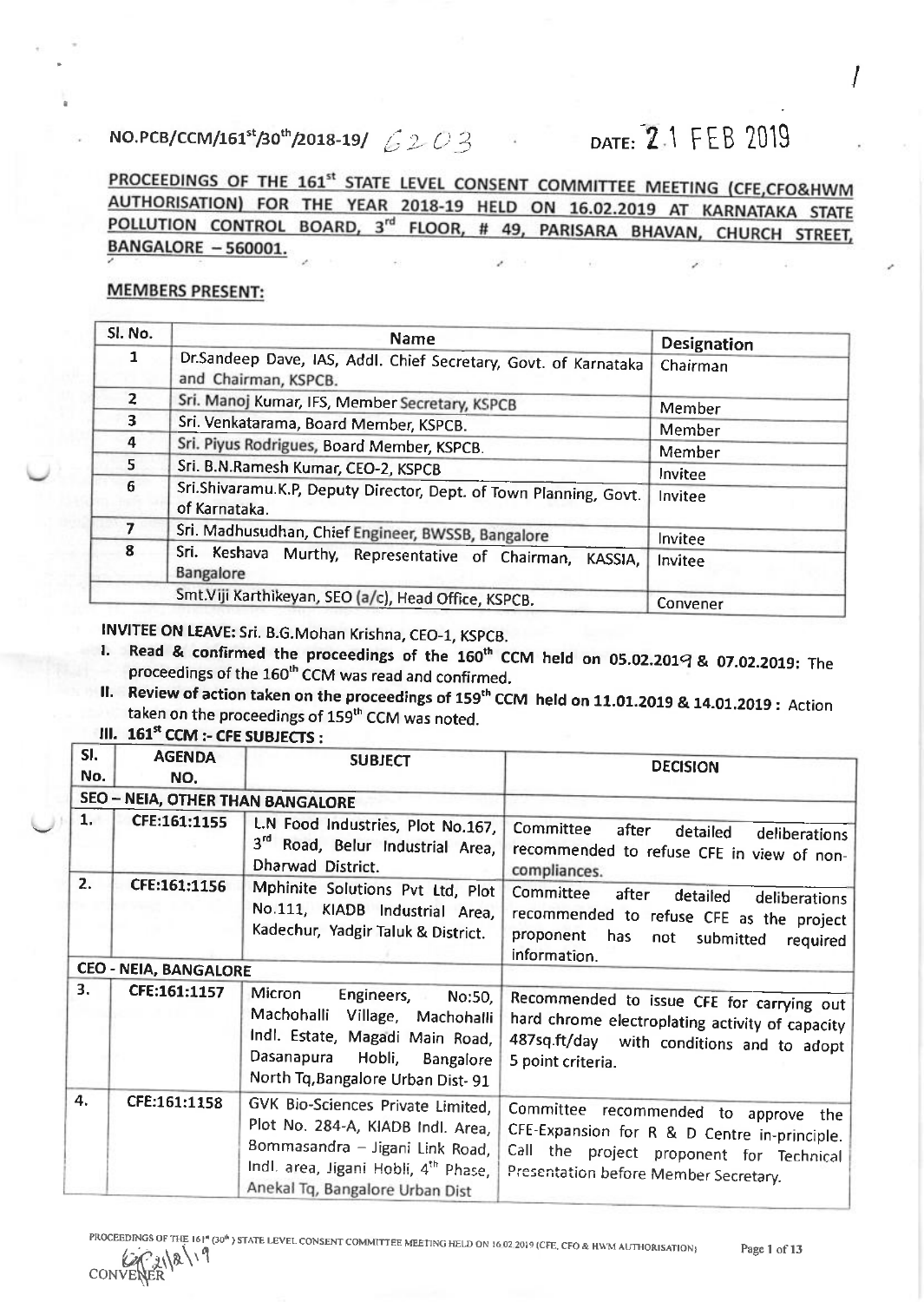NO.PCB/CCM/161st/30th/2018-19/ 6203 DATE: 21 FEB 2019

**PROCEEDINGS OF THE 161st STATE LEVEL CONSENT COMMITTEE MEETING (CFE,CFO&HWM AUTHORISATION) FOR THE YEAR 2018-19 HELD ON 16.02.2019 AT KARNATAKA STATE POLLUTION CONTROL BOARD, 3rd FLOOR, # 49, PARISARA BHAVAN, CHURCH STREET, BANGALORE – 560001.**

**MEMBERS PRESENT:**

| Sl. No. | Name | Designation |
|---|---|---|
| 1 | Dr.Sandeep Dave, IAS, Addl. Chief Secretary, Govt. of Karnataka and Chairman, KSPCB. | Chairman |
| 2 | Sri. Manoj Kumar, IFS, Member Secretary, KSPCB | Member |
| 3 | Sri. Venkatarama, Board Member, KSPCB. | Member |
| 4 | Sri. Piyus Rodrigues, Board Member, KSPCB. | Member |
| 5 | Sri. B.N.Ramesh Kumar, CEO-2, KSPCB | Invitee |
| 6 | Sri.Shivaramu.K.P, Deputy Director, Dept. of Town Planning, Govt. of Karnataka. | Invitee |
| 7 | Sri. Madhusudhan, Chief Engineer, BWSSB, Bangalore | Invitee |
| 8 | Sri. Keshava Murthy, Representative of Chairman, KASSIA, Bangalore | Invitee |
| | Smt.Viji Karthikeyan, SEO (a/c), Head Office, KSPCB. | Convener |

**INVITEE ON LEAVE:** Sri. B.G.Mohan Krishna, CEO-1, KSPCB.

I. **Read & confirmed the proceedings of the 160th CCM held on 05.02.2019 & 07.02.2019:** The proceedings of the 160th CCM was read and confirmed.

II. **Review of action taken on the proceedings of 159th CCM held on 11.01.2019 & 14.01.2019 :** Action taken on the proceedings of 159th CCM was noted.

III. **161st CCM :- CFE SUBJECTS :**

| Sl. No. | AGENDA NO. | SUBJECT | DECISION |
|---|---|---|---|
| **SEO – NEIA, OTHER THAN BANGALORE** | | | |
| 1. | CFE:161:1155 | L.N Food Industries, Plot No.167, 3rd Road, Belur Industrial Area, Dharwad District. | Committee after detailed deliberations recommended to refuse CFE in view of non-compliances. |
| 2. | CFE:161:1156 | Mphinite Solutions Pvt Ltd, Plot No.111, KIADB Industrial Area, Kadechur, Yadgir Taluk & District. | Committee after detailed deliberations recommended to refuse CFE as the project proponent has not submitted required information. |
| **CEO - NEIA, BANGALORE** | | | |
| 3. | CFE:161:1157 | Micron Engineers, No:50, Machohalli Village, Machohalli Indl. Estate, Magadi Main Road, Dasanapura Hobli, Bangalore North Tq,Bangalore Urban Dist- 91 | Recommended to issue CFE for carrying out hard chrome electroplating activity of capacity 487sq.ft/day with conditions and to adopt 5 point criteria. |
| 4. | CFE:161:1158 | GVK Bio-Sciences Private Limited, Plot No. 284-A, KIADB Indl. Area, Bommasandra – Jigani Link Road, Indl. area, Jigani Hobli, 4th Phase, Anekal Tq, Bangalore Urban Dist | Committee recommended to approve the CFE-Expansion for R & D Centre in-principle. Call the project proponent for Technical Presentation before Member Secretary. |

CONVENER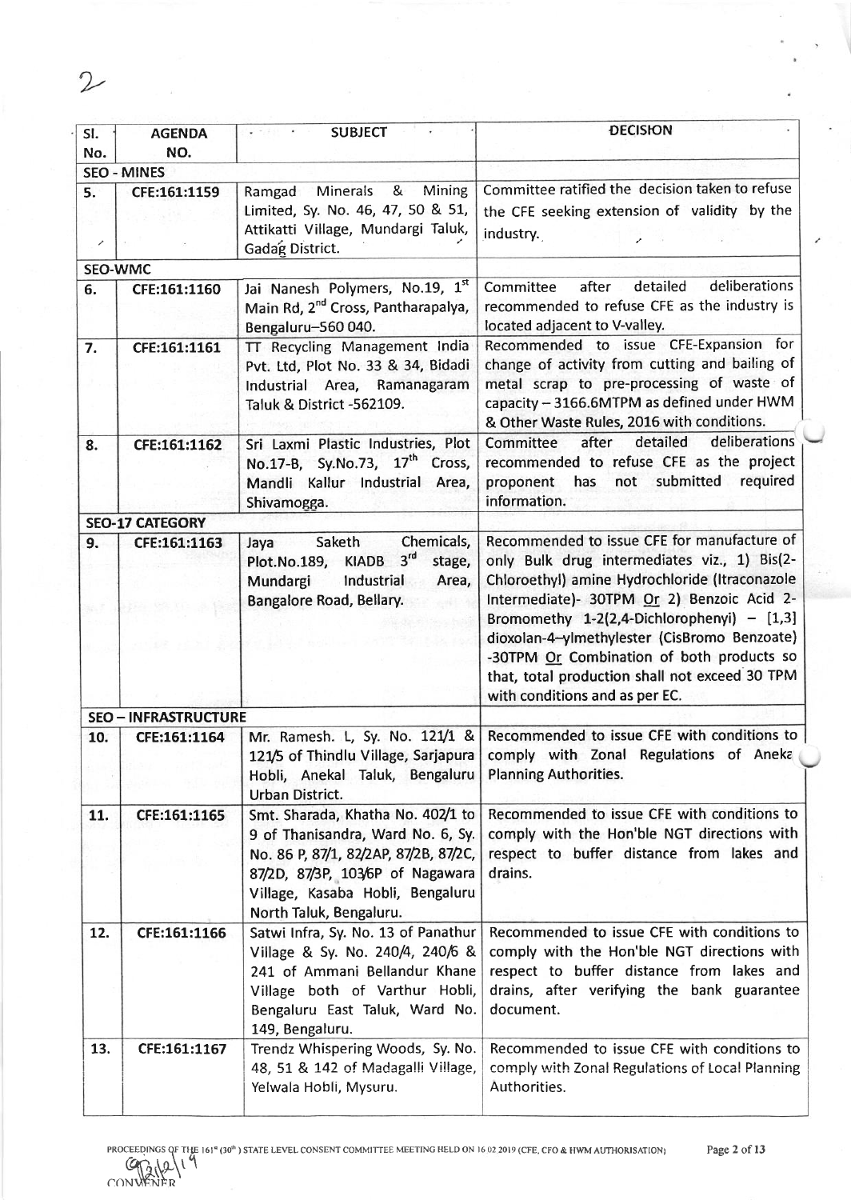2

| Sl. No. | AGENDA NO. | SUBJECT | DECISION |
|---|---|---|---|
| **SEO - MINES** | | | |
| 5. | CFE:161:1159 | Ramgad Minerals & Mining Limited, Sy. No. 46, 47, 50 & 51, Attikatti Village, Mundargi Taluk, Gadag District. | Committee ratified the decision taken to refuse the CFE seeking extension of validity by the industry. |
| **SEO-WMC** | | | |
| 6. | CFE:161:1160 | Jai Nanesh Polymers, No.19, 1st Main Rd, 2nd Cross, Pantharapalya, Bengaluru–560 040. | Committee after detailed deliberations recommended to refuse CFE as the industry is located adjacent to V-valley. |
| 7. | CFE:161:1161 | TT Recycling Management India Pvt. Ltd, Plot No. 33 & 34, Bidadi Industrial Area, Ramanagaram Taluk & District -562109. | Recommended to issue CFE-Expansion for change of activity from cutting and bailing of metal scrap to pre-processing of waste of capacity – 3166.6MTPM as defined under HWM & Other Waste Rules, 2016 with conditions. |
| 8. | CFE:161:1162 | Sri Laxmi Plastic Industries, Plot No.17-B, Sy.No.73, 17th Cross, Mandli Kallur Industrial Area, Shivamogga. | Committee after detailed deliberations recommended to refuse CFE as the project proponent has not submitted required information. |
| **SEO-17 CATEGORY** | | | |
| 9. | CFE:161:1163 | Jaya Saketh Chemicals, Plot.No.189, KIADB 3rd stage, Mundargi Industrial Area, Bangalore Road, Bellary. | Recommended to issue CFE for manufacture of only Bulk drug intermediates viz., 1) Bis(2-Chloroethyl) amine Hydrochloride (Itraconazole Intermediate)- 30TPM Or 2) Benzoic Acid 2-Bromomethy 1-2(2,4-Dichlorophenyi) – [1,3] dioxolan-4–ylmethylester (CisBromo Benzoate) -30TPM Or Combination of both products so that, total production shall not exceed 30 TPM with conditions and as per EC. |
| **SEO – INFRASTRUCTURE** | | | |
| 10. | CFE:161:1164 | Mr. Ramesh. L, Sy. No. 121/1 & 121/5 of Thindlu Village, Sarjapura Hobli, Anekal Taluk, Bengaluru Urban District. | Recommended to issue CFE with conditions to comply with Zonal Regulations of Aneka Planning Authorities. |
| 11. | CFE:161:1165 | Smt. Sharada, Khatha No. 402/1 to 9 of Thanisandra, Ward No. 6, Sy. No. 86 P, 87/1, 82/2AP, 87/2B, 87/2C, 87/2D, 87/3P, 103/6P of Nagawara Village, Kasaba Hobli, Bengaluru North Taluk, Bengaluru. | Recommended to issue CFE with conditions to comply with the Hon'ble NGT directions with respect to buffer distance from lakes and drains. |
| 12. | CFE:161:1166 | Satwi Infra, Sy. No. 13 of Panathur Village & Sy. No. 240/4, 240/6 & 241 of Ammani Bellandur Khane Village both of Varthur Hobli, Bengaluru East Taluk, Ward No. 149, Bengaluru. | Recommended to issue CFE with conditions to comply with the Hon'ble NGT directions with respect to buffer distance from lakes and drains, after verifying the bank guarantee document. |
| 13. | CFE:161:1167 | Trendz Whispering Woods, Sy. No. 48, 51 & 142 of Madagalli Village, Yelwala Hobli, Mysuru. | Recommended to issue CFE with conditions to comply with Zonal Regulations of Local Planning Authorities. |

PROCEEDINGS OF THE 161st (30th) STATE LEVEL CONSENT COMMITTEE MEETING HELD ON 16.02.2019 (CFE, CFO & HWM AUTHORISATION)

CONVENER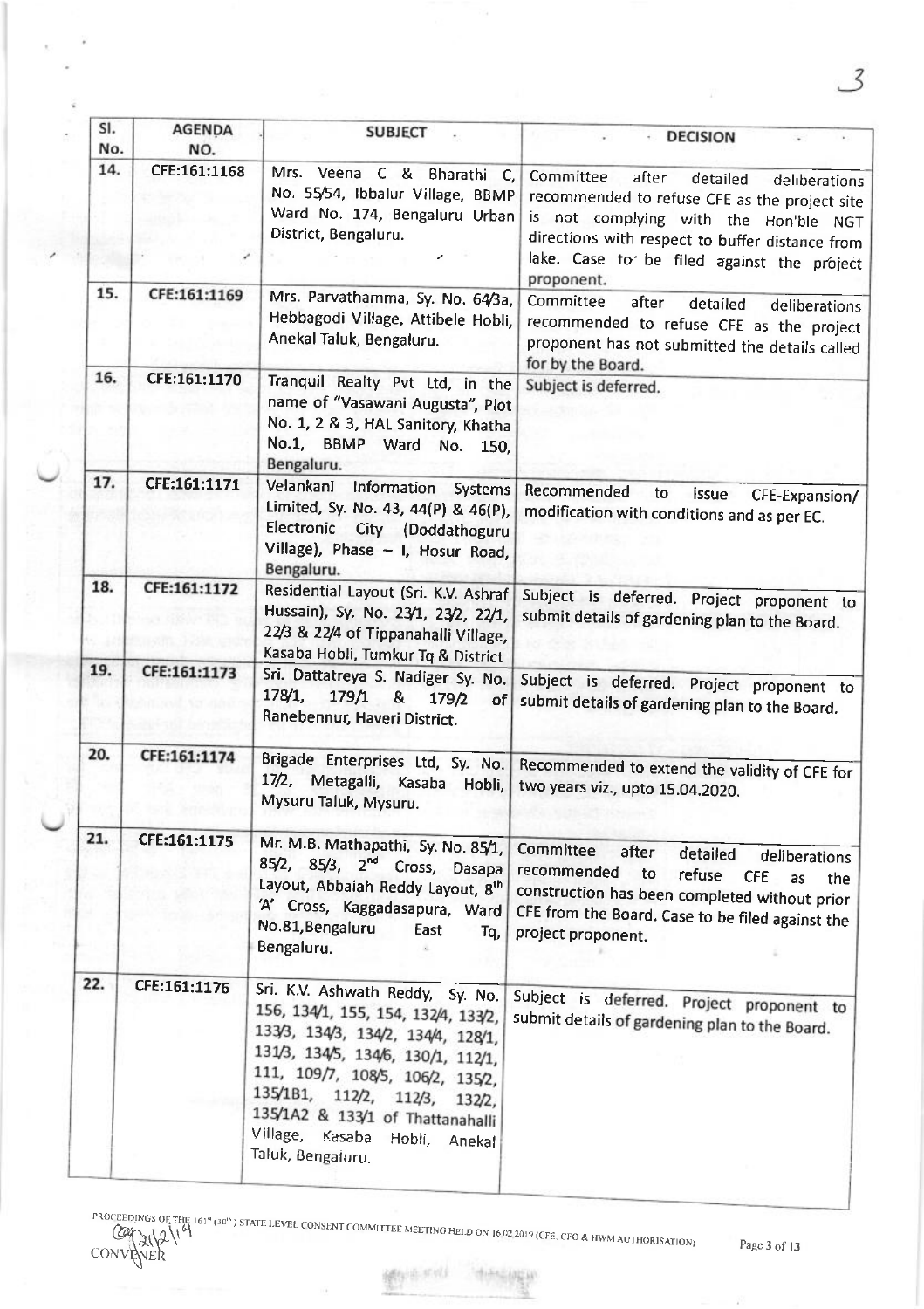| Sl. No. | AGENDA NO. | SUBJECT | DECISION |
|---|---|---|---|
| 14. | CFE:161:1168 | Mrs. Veena C & Bharathi C, No. 55/54, Ibbalur Village, BBMP Ward No. 174, Bengaluru Urban District, Bengaluru. | Committee after detailed deliberations recommended to refuse CFE as the project site is not complying with the Hon'ble NGT directions with respect to buffer distance from lake. Case to be filed against the project proponent. |
| 15. | CFE:161:1169 | Mrs. Parvathamma, Sy. No. 64/3a, Hebbagodi Village, Attibele Hobli, Anekal Taluk, Bengaluru. | Committee after detailed deliberations recommended to refuse CFE as the project proponent has not submitted the details called for by the Board. |
| 16. | CFE:161:1170 | Tranquil Realty Pvt Ltd, in the name of "Vasawani Augusta", Plot No. 1, 2 & 3, HAL Sanitory, Khatha No.1, BBMP Ward No. 150, Bengaluru. | Subject is deferred. |
| 17. | CFE:161:1171 | Velankani Information Systems Limited, Sy. No. 43, 44(P) & 46(P), Electronic City (Doddathoguru Village), Phase – I, Hosur Road, Bengaluru. | Recommended to issue CFE-Expansion/ modification with conditions and as per EC. |
| 18. | CFE:161:1172 | Residential Layout (Sri. K.V. Ashraf Hussain), Sy. No. 23/1, 23/2, 22/1, 22/3 & 22/4 of Tippanahalli Village, Kasaba Hobli, Tumkur Tq & District | Subject is deferred. Project proponent to submit details of gardening plan to the Board. |
| 19. | CFE:161:1173 | Sri. Dattatreya S. Nadiger Sy. No. 178/1, 179/1 & 179/2 of Ranebennur, Haveri District. | Subject is deferred. Project proponent to submit details of gardening plan to the Board. |
| 20. | CFE:161:1174 | Brigade Enterprises Ltd, Sy. No. 17/2, Metagalli, Kasaba Hobli, Mysuru Taluk, Mysuru. | Recommended to extend the validity of CFE for two years viz., upto 15.04.2020. |
| 21. | CFE:161:1175 | Mr. M.B. Mathapathi, Sy. No. 85/1, 85/2, 85/3, 2nd Cross, Dasapa Layout, Abbaiah Reddy Layout, 8th 'A' Cross, Kaggadasapura, Ward No.81, Bengaluru East Tq, Bengaluru. | Committee after detailed deliberations recommended to refuse CFE as the construction has been completed without prior CFE from the Board. Case to be filed against the project proponent. |
| 22. | CFE:161:1176 | Sri. K.V. Ashwath Reddy, Sy. No. 156, 134/1, 155, 154, 132/4, 133/2, 133/3, 134/3, 134/2, 134/4, 128/1, 131/3, 134/5, 134/6, 130/1, 112/1, 111, 109/7, 108/5, 106/2, 135/2, 135/1B1, 112/2, 112/3, 132/2, 135/1A2 & 133/1 of Thattanahalli Village, Kasaba Hobli, Anekal Taluk, Bengaluru. | Subject is deferred. Project proponent to submit details of gardening plan to the Board. |

PROCEEDINGS OF THE 161st (30th) STATE LEVEL CONSENT COMMITTEE MEETING HELD ON 16.02.2019 (CFE, CFO & HWM AUTHORISATION)

CONVENER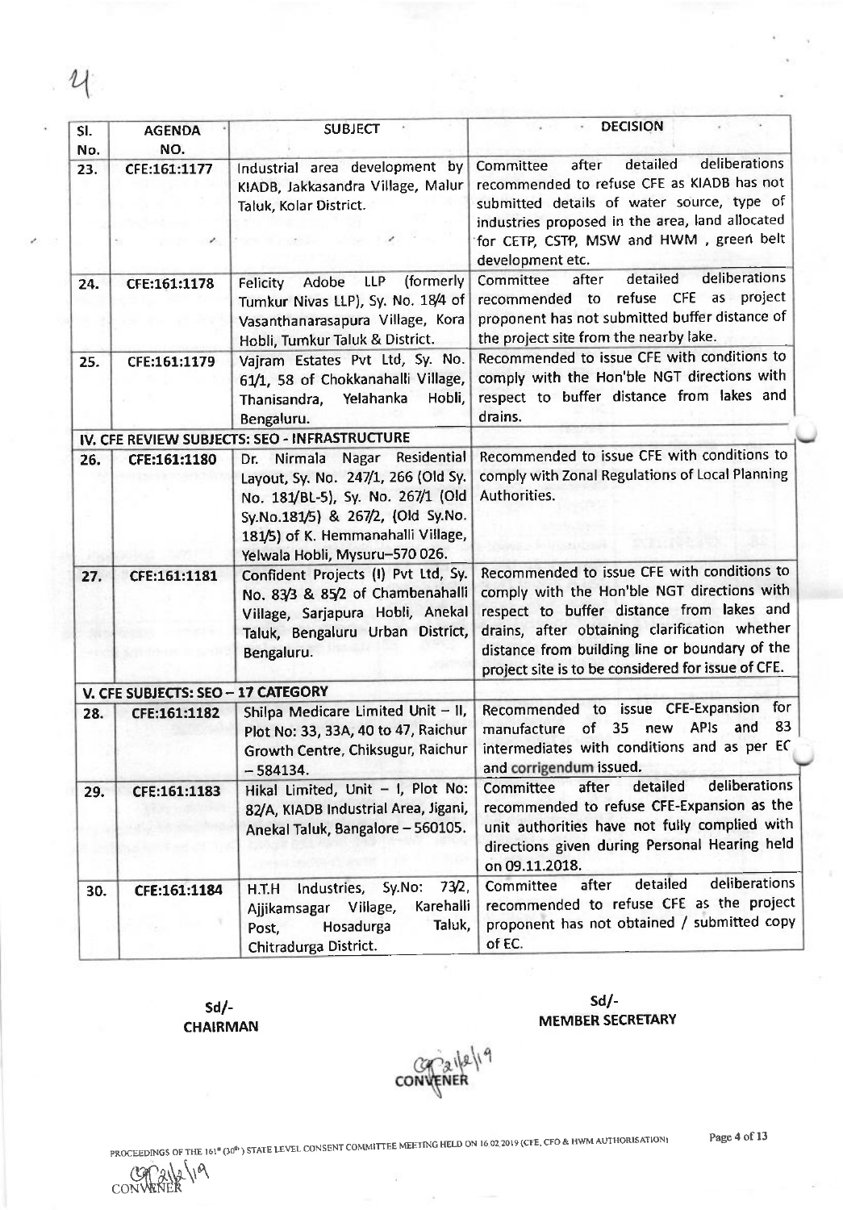4

| Sl. No. | AGENDA NO. | SUBJECT | DECISION |
|---|---|---|---|
| 23. | CFE:161:1177 | Industrial area development by KIADB, Jakkasandra Village, Malur Taluk, Kolar District. | Committee after detailed deliberations recommended to refuse CFE as KIADB has not submitted details of water source, type of industries proposed in the area, land allocated for CETP, CSTP, MSW and HWM , green belt development etc. |
| 24. | CFE:161:1178 | Felicity Adobe LLP (formerly Tumkur Nivas LLP), Sy. No. 18/4 of Vasanthanarasapura Village, Kora Hobli, Tumkur Taluk & District. | Committee after detailed deliberations recommended to refuse CFE as project proponent has not submitted buffer distance of the project site from the nearby lake. |
| 25. | CFE:161:1179 | Vajram Estates Pvt Ltd, Sy. No. 61/1, 58 of Chokkanahalli Village, Thanisandra, Yelahanka Hobli, Bengaluru. | Recommended to issue CFE with conditions to comply with the Hon'ble NGT directions with respect to buffer distance from lakes and drains. |
| **IV. CFE REVIEW SUBJECTS: SEO - INFRASTRUCTURE** | | | |
| 26. | CFE:161:1180 | Dr. Nirmala Nagar Residential Layout, Sy. No. 247/1, 266 (Old Sy. No. 181/BL-5), Sy. No. 267/1 (Old Sy.No.181/5) & 267/2, (Old Sy.No. 181/5) of K. Hemmanahalli Village, Yelwala Hobli, Mysuru–570 026. | Recommended to issue CFE with conditions to comply with Zonal Regulations of Local Planning Authorities. |
| 27. | CFE:161:1181 | Confident Projects (I) Pvt Ltd, Sy. No. 83/3 & 85/2 of Chambenahalli Village, Sarjapura Hobli, Anekal Taluk, Bengaluru Urban District, Bengaluru. | Recommended to issue CFE with conditions to comply with the Hon'ble NGT directions with respect to buffer distance from lakes and drains, after obtaining clarification whether distance from building line or boundary of the project site is to be considered for issue of CFE. |
| **V. CFE SUBJECTS: SEO – 17 CATEGORY** | | | |
| 28. | CFE:161:1182 | Shilpa Medicare Limited Unit – II, Plot No: 33, 33A, 40 to 47, Raichur Growth Centre, Chiksugur, Raichur – 584134. | Recommended to issue CFE-Expansion for manufacture of 35 new APIs and 83 intermediates with conditions and as per EC and corrigendum issued. |
| 29. | CFE:161:1183 | Hikal Limited, Unit – I, Plot No: 82/A, KIADB Industrial Area, Jigani, Anekal Taluk, Bangalore – 560105. | Committee after detailed deliberations recommended to refuse CFE-Expansion as the unit authorities have not fully complied with directions given during Personal Hearing held on 09.11.2018. |
| 30. | CFE:161:1184 | H.T.H Industries, Sy.No: 73/2, Ajjikamsagar Village, Karehalli Post, Hosadurga Taluk, Chitradurga District. | Committee after detailed deliberations recommended to refuse CFE as the project proponent has not obtained / submitted copy of EC. |

Sd/-
**CHAIRMAN**

Sd/-
**MEMBER SECRETARY**

CONVENER

PROCEEDINGS OF THE 161st (30th) STATE LEVEL CONSENT COMMITTEE MEETING HELD ON 16.02.2019 (CFE, CFO & HWM AUTHORISATION)

CONVENER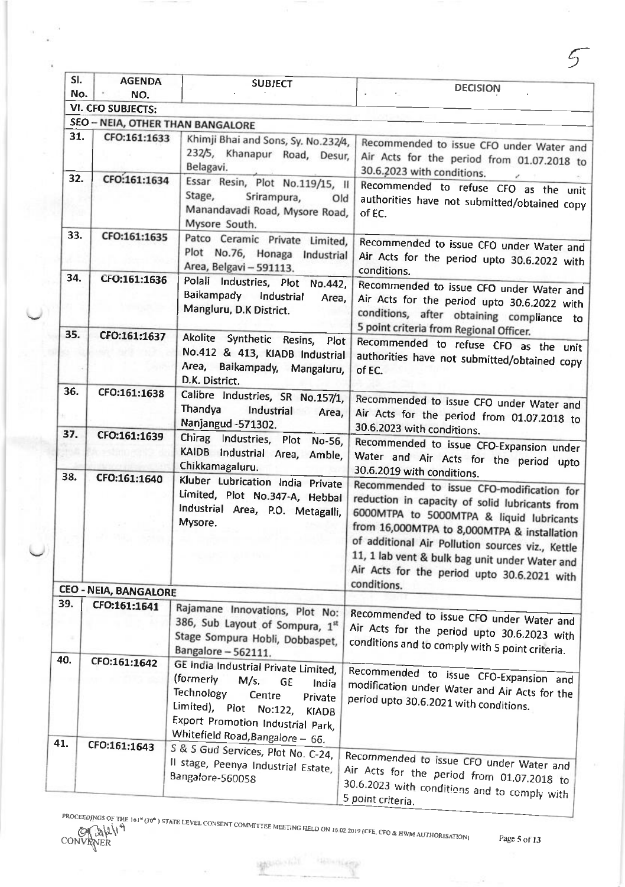| Sl. No. | AGENDA NO. | SUBJECT | DECISION |
|---|---|---|---|
| **VI. CFO SUBJECTS:** | | | |
| **SEO – NEIA, OTHER THAN BANGALORE** | | | |
| 31. | CFO:161:1633 | Khimji Bhai and Sons, Sy. No.232/4, 232/5, Khanapur Road, Desur, Belagavi. | Recommended to issue CFO under Water and Air Acts for the period from 01.07.2018 to 30.6.2023 with conditions. |
| 32. | CFO:161:1634 | Essar Resin, Plot No.119/15, II Stage, Srirampura, Old Manandavadi Road, Mysore Road, Mysore South. | Recommended to refuse CFO as the unit authorities have not submitted/obtained copy of EC. |
| 33. | CFO:161:1635 | Patco Ceramic Private Limited, Plot No.76, Honaga Industrial Area, Belgavi – 591113. | Recommended to issue CFO under Water and Air Acts for the period upto 30.6.2022 with conditions. |
| 34. | CFO:161:1636 | Polali Industries, Plot No.442, Baikampady Industrial Area, Mangluru, D.K District. | Recommended to issue CFO under Water and Air Acts for the period upto 30.6.2022 with conditions, after obtaining compliance to 5 point criteria from Regional Officer. |
| 35. | CFO:161:1637 | Akolite Synthetic Resins, Plot No.412 & 413, KIADB Industrial Area, Baikampady, Mangaluru, D.K. District. | Recommended to refuse CFO as the unit authorities have not submitted/obtained copy of EC. |
| 36. | CFO:161:1638 | Calibre Industries, SR No.157/1, Thandya Industrial Area, Nanjangud -571302. | Recommended to issue CFO under Water and Air Acts for the period from 01.07.2018 to 30.6.2023 with conditions. |
| 37. | CFO:161:1639 | Chirag Industries, Plot No-56, KAIDB Industrial Area, Amble, Chikkamagaluru. | Recommended to issue CFO-Expansion under Water and Air Acts for the period upto 30.6.2019 with conditions. |
| 38. | CFO:161:1640 | Kluber Lubrication India Private Limited, Plot No.347-A, Hebbal Industrial Area, P.O. Metagalli, Mysore. | Recommended to issue CFO-modification for reduction in capacity of solid lubricants from 6000MTPA to 5000MTPA & liquid lubricants from 16,000MTPA to 8,000MTPA & installation of additional Air Pollution sources viz., Kettle 11, 1 lab vent & bulk bag unit under Water and Air Acts for the period upto 30.6.2021 with conditions. |
| **CEO - NEIA, BANGALORE** | | | |
| 39. | CFO:161:1641 | Rajamane Innovations, Plot No: 386, Sub Layout of Sompura, 1st Stage Sompura Hobli, Dobbaspet, Bangalore – 562111. | Recommended to issue CFO under Water and Air Acts for the period upto 30.6.2023 with conditions and to comply with 5 point criteria. |
| 40. | CFO:161:1642 | GE India Industrial Private Limited, (formerly M/s. GE India Technology Centre Private Limited), Plot No:122, KIADB Export Promotion Industrial Park, Whitefield Road, Bangalore – 66. | Recommended to issue CFO-Expansion and modification under Water and Air Acts for the period upto 30.6.2021 with conditions. |
| 41. | CFO:161:1643 | S & S Gud Services, Plot No. C-24, II stage, Peenya Industrial Estate, Bangalore-560058 | Recommended to issue CFO under Water and Air Acts for the period from 01.07.2018 to 30.6.2023 with conditions and to comply with 5 point criteria. |

PROCEEDINGS OF THE 161st (30th) STATE LEVEL CONSENT COMMITTEE MEETING HELD ON 16 02 2019 (CFE, CFO & HWM AUTHORISATION)

CONVENER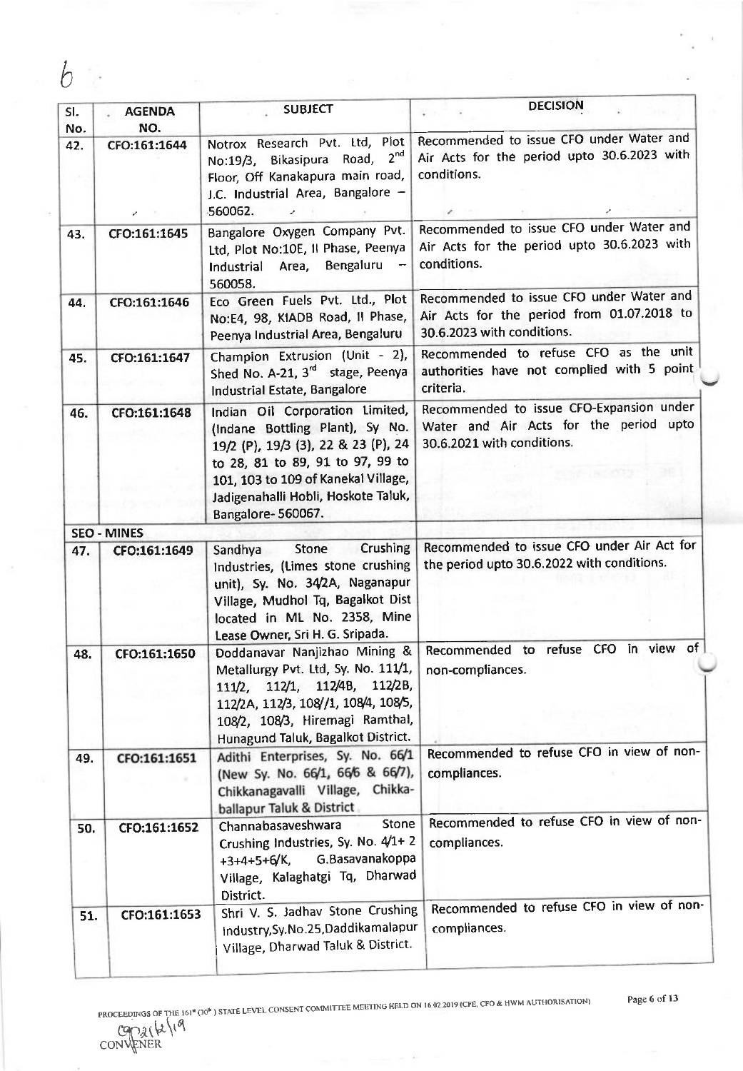| Sl. No. | AGENDA NO. | SUBJECT | DECISION |
|---|---|---|---|
| 42. | CFO:161:1644 | Notrox Research Pvt. Ltd, Plot No:19/3, Bikasipura Road, 2nd Floor, Off Kanakapura main road, J.C. Industrial Area, Bangalore – 560062. | Recommended to issue CFO under Water and Air Acts for the period upto 30.6.2023 with conditions. |
| 43. | CFO:161:1645 | Bangalore Oxygen Company Pvt. Ltd, Plot No:10E, II Phase, Peenya Industrial Area, Bengaluru – 560058. | Recommended to issue CFO under Water and Air Acts for the period upto 30.6.2023 with conditions. |
| 44. | CFO:161:1646 | Eco Green Fuels Pvt. Ltd., Plot No:E4, 98, KIADB Road, II Phase, Peenya Industrial Area, Bengaluru | Recommended to issue CFO under Water and Air Acts for the period from 01.07.2018 to 30.6.2023 with conditions. |
| 45. | CFO:161:1647 | Champion Extrusion (Unit - 2), Shed No. A-21, 3rd stage, Peenya Industrial Estate, Bangalore | Recommended to refuse CFO as the unit authorities have not complied with 5 point criteria. |
| 46. | CFO:161:1648 | Indian Oil Corporation Limited, (Indane Bottling Plant), Sy No. 19/2 (P), 19/3 (3), 22 & 23 (P), 24 to 28, 81 to 89, 91 to 97, 99 to 101, 103 to 109 of Kanekal Village, Jadigenahalli Hobli, Hoskote Taluk, Bangalore- 560067. | Recommended to issue CFO-Expansion under Water and Air Acts for the period upto 30.6.2021 with conditions. |
| **SEO - MINES** | | | |
| 47. | CFO:161:1649 | Sandhya Stone Crushing Industries, (Limes stone crushing unit), Sy. No. 34/2A, Naganapur Village, Mudhol Tq, Bagalkot Dist located in ML No. 2358, Mine Lease Owner, Sri H. G. Sripada. | Recommended to issue CFO under Air Act for the period upto 30.6.2022 with conditions. |
| 48. | CFO:161:1650 | Doddanavar Nanjizhao Mining & Metallurgy Pvt. Ltd, Sy. No. 111/1, 111/2, 112/1, 112/4B, 112/2B, 112/2A, 112/3, 108//1, 108/4, 108/5, 108/2, 108/3, Hiremagi Ramthal, Hunagund Taluk, Bagalkot District. | Recommended to refuse CFO in view of non-compliances. |
| 49. | CFO:161:1651 | Adithi Enterprises, Sy. No. 66/1 (New Sy. No. 66/1, 66/6 & 66/7), Chikkanagavalli Village, Chikkaballapur Taluk & District | Recommended to refuse CFO in view of non-compliances. |
| 50. | CFO:161:1652 | Channabasaveshwara Stone Crushing Industries, Sy. No. 4/1+ 2 +3+4+5+6/K, G.Basavanakoppa Village, Kalaghatgi Tq, Dharwad District. | Recommended to refuse CFO in view of non-compliances. |
| 51. | CFO:161:1653 | Shri V. S. Jadhav Stone Crushing Industry,Sy.No.25,Daddikamalapur Village, Dharwad Taluk & District. | Recommended to refuse CFO in view of non-compliances. |

PROCEEDINGS OF THE 161st (30th) STATE LEVEL CONSENT COMMITTEE MEETING HELD ON 16.02.2019 (CFE, CFO & HWM AUTHORISATION)

CONVENER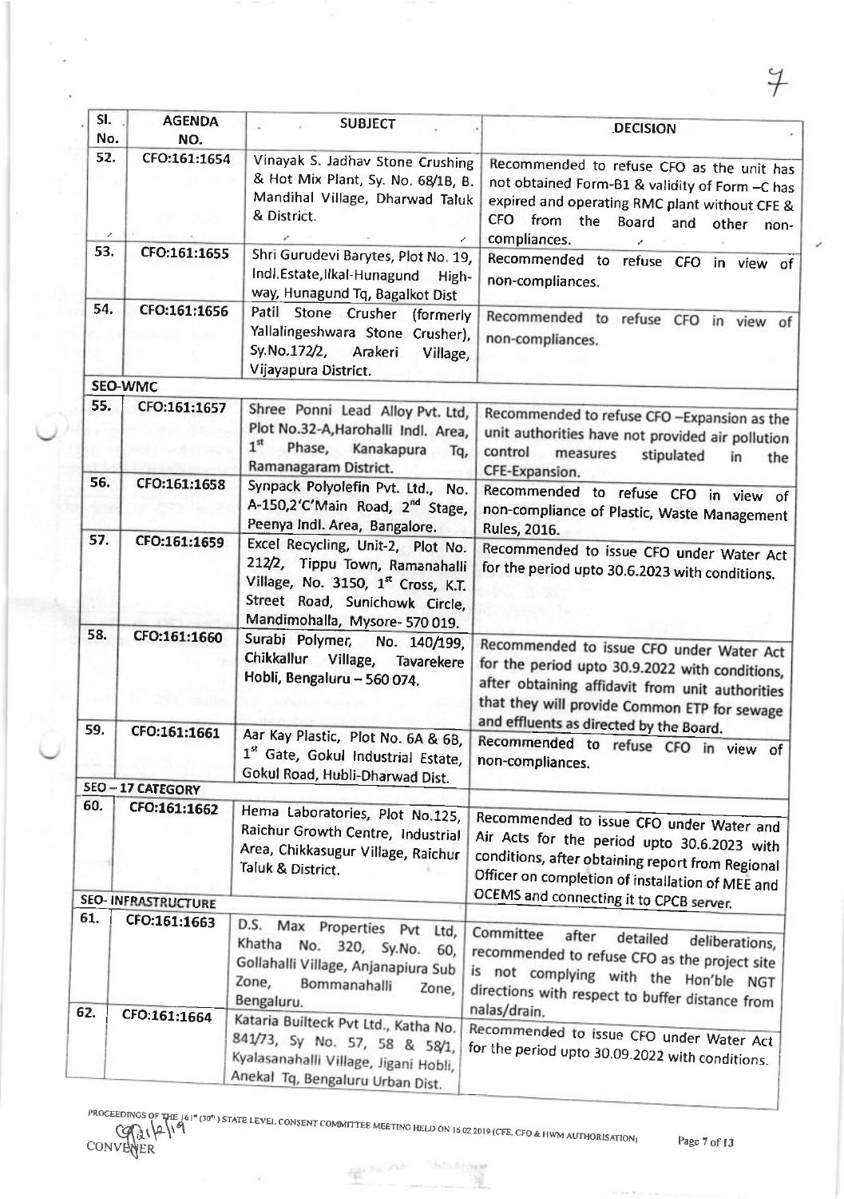| Sl. No. | AGENDA NO. | SUBJECT | DECISION |
|---|---|---|---|
| 52. | CFO:161:1654 | Vinayak S. Jadhav Stone Crushing & Hot Mix Plant, Sy. No. 68/1B, B. Mandihal Village, Dharwad Taluk & District. | Recommended to refuse CFO as the unit has not obtained Form-B1 & validity of Form –C has expired and operating RMC plant without CFE & CFO from the Board and other non-compliances. |
| 53. | CFO:161:1655 | Shri Gurudevi Barytes, Plot No. 19, Indl.Estate,Ilkal-Hunagund High-way, Hunagund Tq, Bagalkot Dist | Recommended to refuse CFO in view of non-compliances. |
| 54. | CFO:161:1656 | Patil Stone Crusher (formerly Yallalingeshwara Stone Crusher), Sy.No.172/2, Arakeri Village, Vijayapura District. | Recommended to refuse CFO in view of non-compliances. |
| **SEO-WMC** | | | |
| 55. | CFO:161:1657 | Shree Ponni Lead Alloy Pvt. Ltd, Plot No.32-A,Harohalli Indl. Area, 1st Phase, Kanakapura Tq, Ramanagaram District. | Recommended to refuse CFO –Expansion as the unit authorities have not provided air pollution control measures stipulated in the CFE-Expansion. |
| 56. | CFO:161:1658 | Synpack Polyolefin Pvt. Ltd., No. A-150,2'C'Main Road, 2nd Stage, Peenya Indl. Area, Bangalore. | Recommended to refuse CFO in view of non-compliance of Plastic, Waste Management Rules, 2016. |
| 57. | CFO:161:1659 | Excel Recycling, Unit-2, Plot No. 212/2, Tippu Town, Ramanahalli Village, No. 3150, 1st Cross, K.T. Street Road, Sunichowk Circle, Mandimohalla, Mysore- 570 019. | Recommended to issue CFO under Water Act for the period upto 30.6.2023 with conditions. |
| 58. | CFO:161:1660 | Surabi Polymer, No. 140/199, Chikkallur Village, Tavarekere Hobli, Bengaluru – 560 074. | Recommended to issue CFO under Water Act for the period upto 30.9.2022 with conditions, after obtaining affidavit from unit authorities that they will provide Common ETP for sewage and effluents as directed by the Board. |
| 59. | CFO:161:1661 | Aar Kay Plastic, Plot No. 6A & 6B, 1st Gate, Gokul Industrial Estate, Gokul Road, Hubli-Dharwad Dist. | Recommended to refuse CFO in view of non-compliances. |
| **SEO – 17 CATEGORY** | | | |
| 60. | CFO:161:1662 | Hema Laboratories, Plot No.125, Raichur Growth Centre, Industrial Area, Chikkasugur Village, Raichur Taluk & District. | Recommended to issue CFO under Water and Air Acts for the period upto 30.6.2023 with conditions, after obtaining report from Regional Officer on completion of installation of MEE and OCEMS and connecting it to CPCB server. |
| **SEO- INFRASTRUCTURE** | | | |
| 61. | CFO:161:1663 | D.S. Max Properties Pvt Ltd, Khatha No. 320, Sy.No. 60, Gollahalli Village, Anjanapiura Sub Zone, Bommanahalli Zone, Bengaluru. | Committee after detailed deliberations, recommended to refuse CFO as the project site is not complying with the Hon'ble NGT directions with respect to buffer distance from nalas/drain. |
| 62. | CFO:161:1664 | Kataria Builteck Pvt Ltd., Katha No. 841/73, Sy No. 57, 58 & 58/1, Kyalasanahalli Village, Jigani Hobli, Anekal Tq, Bengaluru Urban Dist. | Recommended to issue CFO under Water Act for the period upto 30.09.2022 with conditions. |

PROCEEDINGS OF THE 161st (30th) STATE LEVEL CONSENT COMMITTEE MEETING HELD ON 16.02.2019 (CFE, CFO & HWM AUTHORISATION)

CONVENER